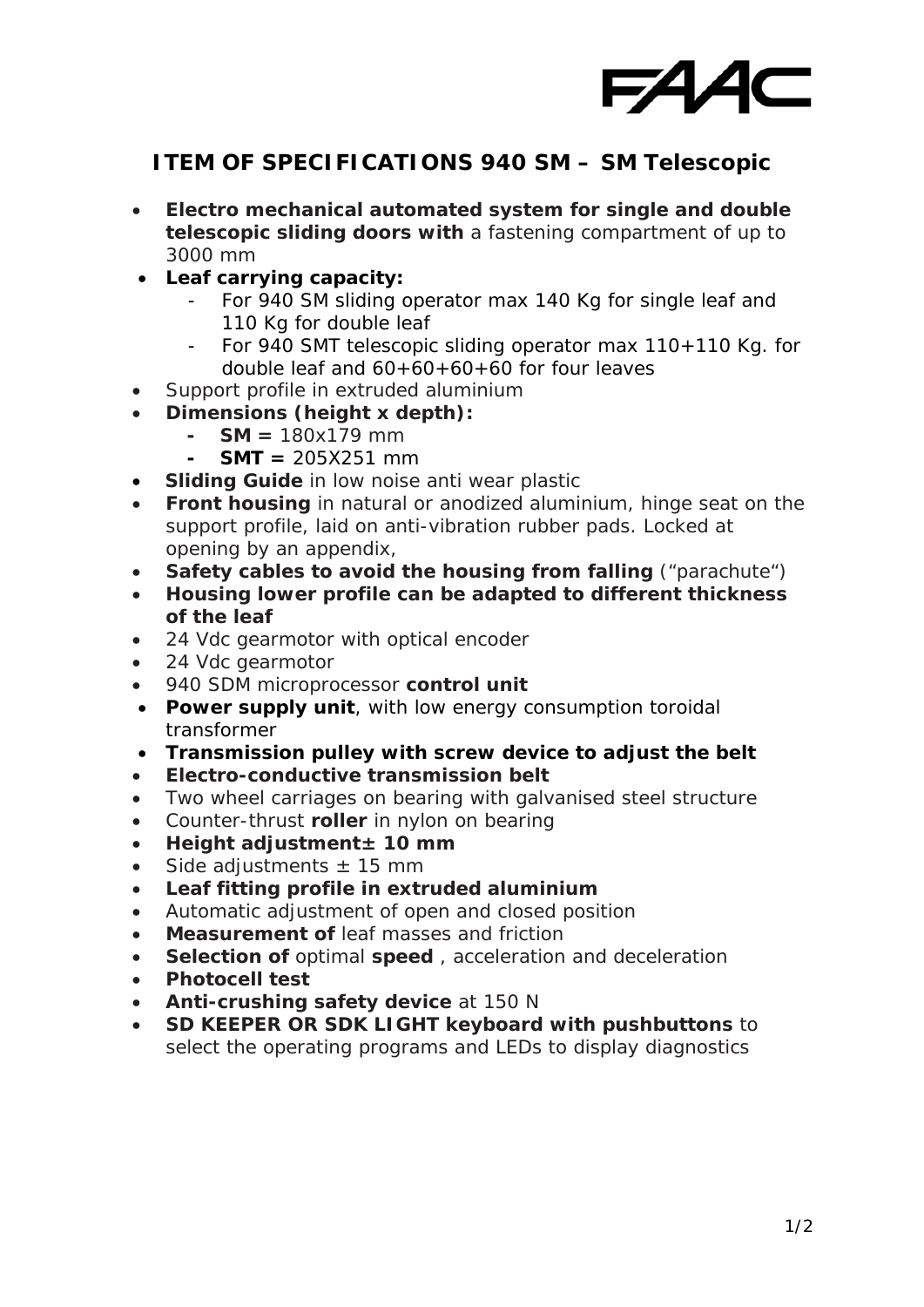FAAC

## ITEM OF SPECIFICATIONS 940 SM – SM Telescopic

- **Electro mechanical automated system for single and double telescopic sliding doors with** a fastening compartment of up to 3000 mm
- **Leaf carrying capacity:**
    - For 940 SM sliding operator max 140 Kg for single leaf and 110 Kg for double leaf
    - For 940 SMT telescopic sliding operator max 110+110 Kg. for double leaf and 60+60+60+60 for four leaves
- Support profile in extruded aluminium
- **Dimensions (height x depth):**
    - **SM =** 180x179 mm
    - **SMT =** 205X251 mm
- **Sliding Guide** in low noise anti wear plastic
- **Front housing** in natural or anodized aluminium, hinge seat on the support profile, laid on anti-vibration rubber pads. Locked at opening by an appendix,
- **Safety cables to avoid the housing from falling** ("parachute")
- **Housing lower profile can be adapted to different thickness of the leaf**
- 24 Vdc gearmotor with optical encoder
- 24 Vdc gearmotor
- 940 SDM microprocessor **control unit**
- **Power supply unit**, with low energy consumption toroidal transformer
- **Transmission pulley with screw device to adjust the belt**
- **Electro-conductive transmission belt**
- Two wheel carriages on bearing with galvanised steel structure
- Counter-thrust **roller** in nylon on bearing
- **Height adjustment± 10 mm**
- Side adjustments ± 15 mm
- **Leaf fitting profile in extruded aluminium**
- Automatic adjustment of open and closed position
- **Measurement of** leaf masses and friction
- **Selection of** optimal **speed** , acceleration and deceleration
- **Photocell test**
- **Anti-crushing safety device** at 150 N
- **SD KEEPER OR SDK LIGHT keyboard with pushbuttons** to select the operating programs and LEDs to display diagnostics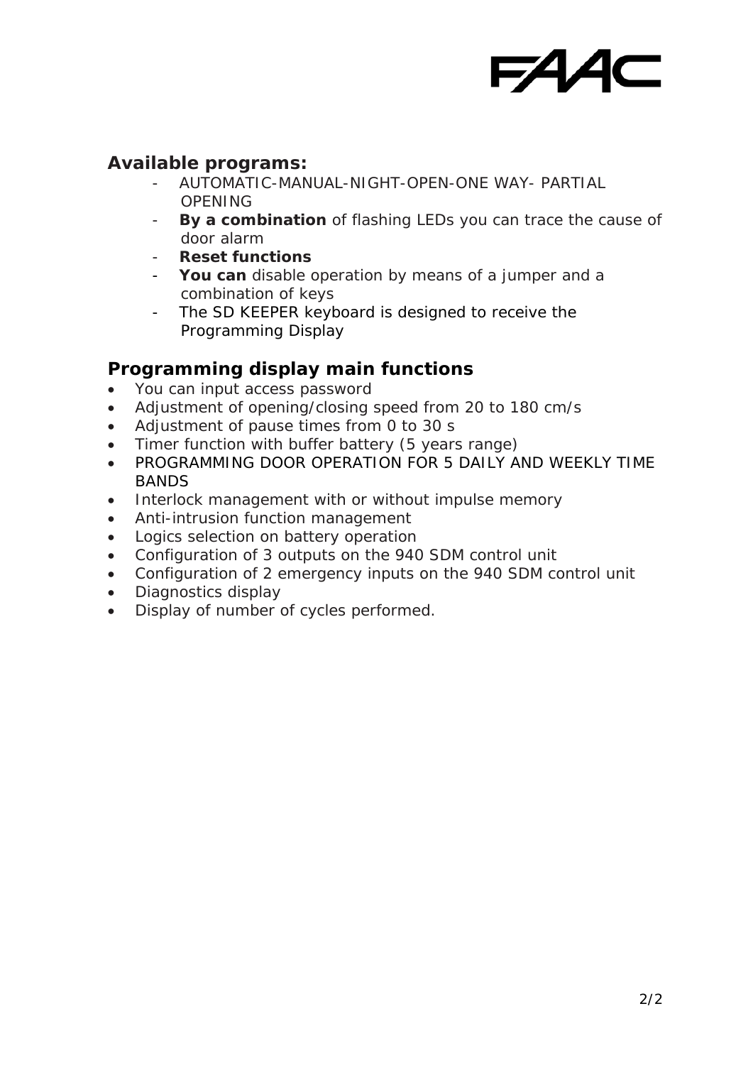## Available programs:

- AUTOMATIC-MANUAL-NIGHT-OPEN-ONE WAY- PARTIAL OPENING
- **By a combination** of flashing LEDs you can trace the cause of door alarm
- **Reset functions**
- **You can** disable operation by means of a jumper and a combination of keys
- The SD KEEPER keyboard is designed to receive the Programming Display

## Programming display main functions

- You can input access password
- Adjustment of opening/closing speed from 20 to 180 cm/s
- Adjustment of pause times from 0 to 30 s
- Timer function with buffer battery (5 years range)
- PROGRAMMING DOOR OPERATION FOR 5 DAILY AND WEEKLY TIME BANDS
- Interlock management with or without impulse memory
- Anti-intrusion function management
- Logics selection on battery operation
- Configuration of 3 outputs on the 940 SDM control unit
- Configuration of 2 emergency inputs on the 940 SDM control unit
- Diagnostics display
- Display of number of cycles performed.